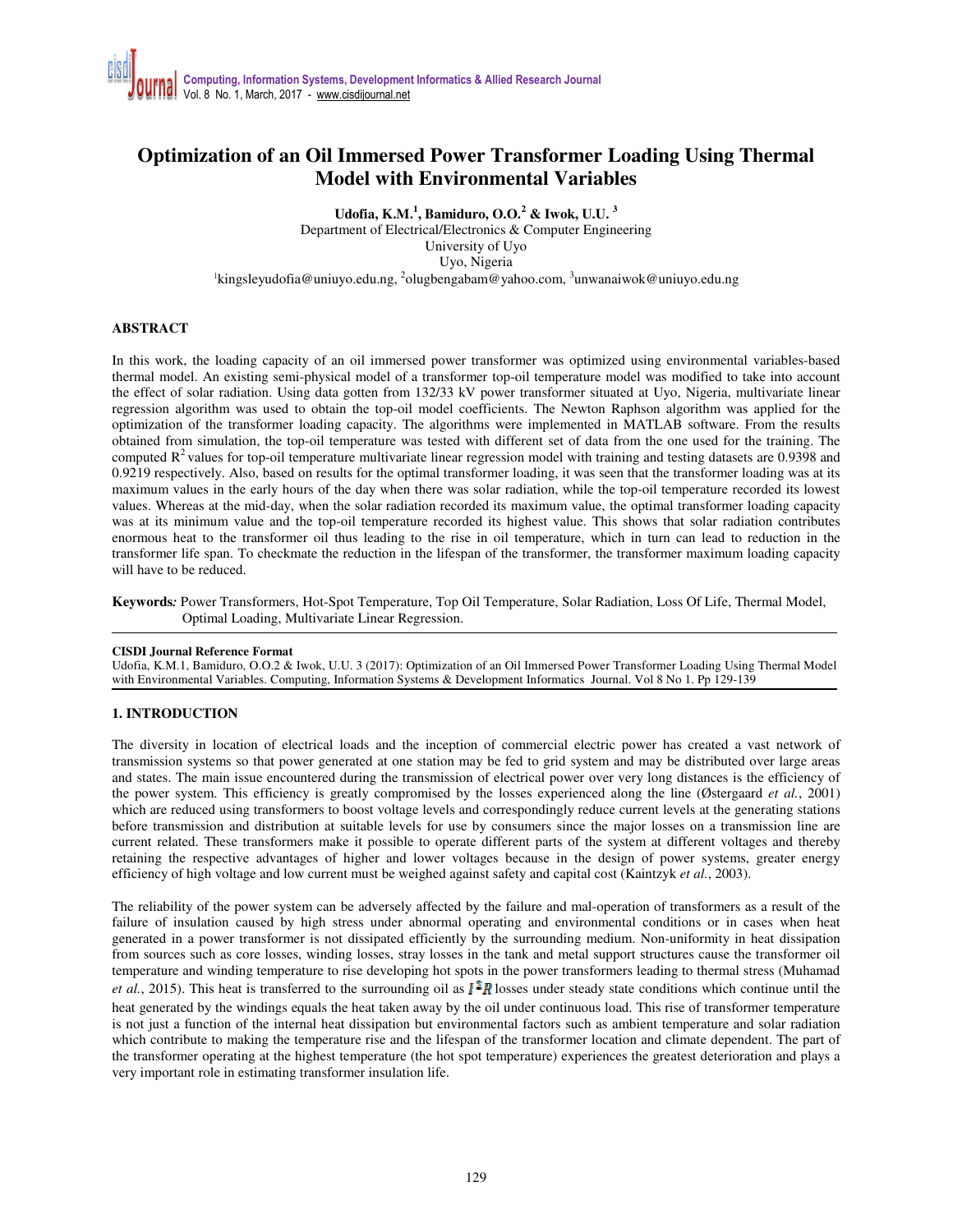# Optimization of an Oil Immersed Power Transformer Loading Using Thermal Model with Environmental Variables

**Udofia, K.M.[1], Bamiduro, O.O.[2] & Iwok, U.U. [3]**

Department of Electrical/Electronics & Computer Engineering
University of Uyo
Uyo, Nigeria
[1]kingsleyudofia@uniuyo.edu.ng, [2]olugbengabam@yahoo.com, [3]unwanaiwok@uniuyo.edu.ng

## ABSTRACT

In this work, the loading capacity of an oil immersed power transformer was optimized using environmental variables-based thermal model. An existing semi-physical model of a transformer top-oil temperature model was modified to take into account the effect of solar radiation. Using data gotten from 132/33 kV power transformer situated at Uyo, Nigeria, multivariate linear regression algorithm was used to obtain the top-oil model coefficients. The Newton Raphson algorithm was applied for the optimization of the transformer loading capacity. The algorithms were implemented in MATLAB software. From the results obtained from simulation, the top-oil temperature was tested with different set of data from the one used for the training. The computed $R^2$ values for top-oil temperature multivariate linear regression model with training and testing datasets are 0.9398 and 0.9219 respectively. Also, based on results for the optimal transformer loading, it was seen that the transformer loading was at its maximum values in the early hours of the day when there was solar radiation, while the top-oil temperature recorded its lowest values. Whereas at the mid-day, when the solar radiation recorded its maximum value, the optimal transformer loading capacity was at its minimum value and the top-oil temperature recorded its highest value. This shows that solar radiation contributes enormous heat to the transformer oil thus leading to the rise in oil temperature, which in turn can lead to reduction in the transformer life span. To checkmate the reduction in the lifespan of the transformer, the transformer maximum loading capacity will have to be reduced.

**Keywords***:* Power Transformers, Hot-Spot Temperature, Top Oil Temperature, Solar Radiation, Loss Of Life, Thermal Model, Optimal Loading, Multivariate Linear Regression.

**CISDI Journal Reference Format**
Udofia, K.M.1, Bamiduro, O.O.2 & Iwok, U.U. 3 (2017): Optimization of an Oil Immersed Power Transformer Loading Using Thermal Model with Environmental Variables. Computing, Information Systems & Development Informatics Journal. Vol 8 No 1. Pp 129-139

## 1. INTRODUCTION

The diversity in location of electrical loads and the inception of commercial electric power has created a vast network of transmission systems so that power generated at one station may be fed to grid system and may be distributed over large areas and states. The main issue encountered during the transmission of electrical power over very long distances is the efficiency of the power system. This efficiency is greatly compromised by the losses experienced along the line (Østergaard *et al.*, 2001) which are reduced using transformers to boost voltage levels and correspondingly reduce current levels at the generating stations before transmission and distribution at suitable levels for use by consumers since the major losses on a transmission line are current related. These transformers make it possible to operate different parts of the system at different voltages and thereby retaining the respective advantages of higher and lower voltages because in the design of power systems, greater energy efficiency of high voltage and low current must be weighed against safety and capital cost (Kaintzyk *et al.*, 2003).

The reliability of the power system can be adversely affected by the failure and mal-operation of transformers as a result of the failure of insulation caused by high stress under abnormal operating and environmental conditions or in cases when heat generated in a power transformer is not dissipated efficiently by the surrounding medium. Non-uniformity in heat dissipation from sources such as core losses, winding losses, stray losses in the tank and metal support structures cause the transformer oil temperature and winding temperature to rise developing hot spots in the power transformers leading to thermal stress (Muhamad *et al.*, 2015). This heat is transferred to the surrounding oil as $I^2R$ losses under steady state conditions which continue until the heat generated by the windings equals the heat taken away by the oil under continuous load. This rise of transformer temperature is not just a function of the internal heat dissipation but environmental factors such as ambient temperature and solar radiation which contribute to making the temperature rise and the lifespan of the transformer location and climate dependent. The part of the transformer operating at the highest temperature (the hot spot temperature) experiences the greatest deterioration and plays a very important role in estimating transformer insulation life.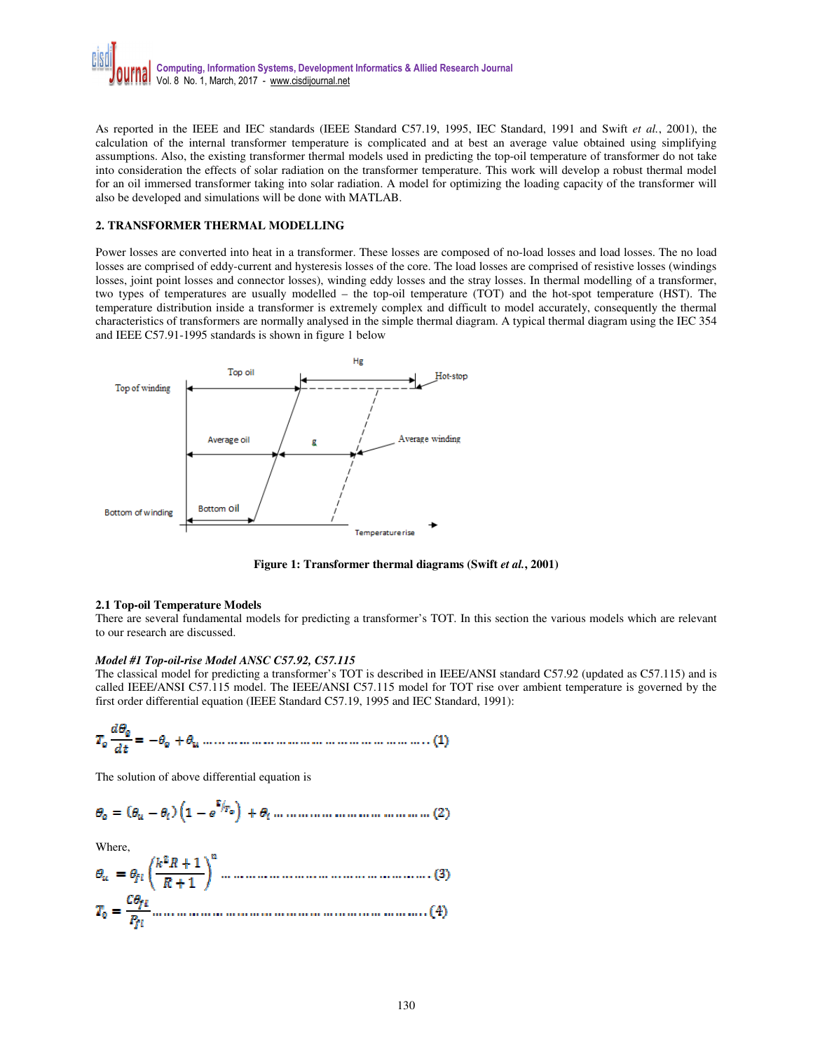As reported in the IEEE and IEC standards (IEEE Standard C57.19, 1995, IEC Standard, 1991 and Swift *et al.*, 2001), the calculation of the internal transformer temperature is complicated and at best an average value obtained using simplifying assumptions. Also, the existing transformer thermal models used in predicting the top-oil temperature of transformer do not take into consideration the effects of solar radiation on the transformer temperature. This work will develop a robust thermal model for an oil immersed transformer taking into solar radiation. A model for optimizing the loading capacity of the transformer will also be developed and simulations will be done with MATLAB.

## 2. TRANSFORMER THERMAL MODELLING

Power losses are converted into heat in a transformer. These losses are composed of no-load losses and load losses. The no load losses are comprised of eddy-current and hysteresis losses of the core. The load losses are comprised of resistive losses (windings losses, joint point losses and connector losses), winding eddy losses and the stray losses. In thermal modelling of a transformer, two types of temperatures are usually modelled – the top-oil temperature (TOT) and the hot-spot temperature (HST). The temperature distribution inside a transformer is extremely complex and difficult to model accurately, consequently the thermal characteristics of transformers are normally analysed in the simple thermal diagram. A typical thermal diagram using the IEC 354 and IEEE C57.91-1995 standards is shown in figure 1 below

**Figure 1: Transformer thermal diagrams (Swift *et al.*, 2001)**

### 2.1 Top-oil Temperature Models

There are several fundamental models for predicting a transformer's TOT. In this section the various models which are relevant to our research are discussed.

***Model #1 Top-oil-rise Model ANSC C57.92, C57.115***

The classical model for predicting a transformer's TOT is described in IEEE/ANSI standard C57.92 (updated as C57.115) and is called IEEE/ANSI C57.115 model. The IEEE/ANSI C57.115 model for TOT rise over ambient temperature is governed by the first order differential equation (IEEE Standard C57.19, 1995 and IEC Standard, 1991):

$$T_o \frac{d\theta_o}{dt} = -\theta_o + \theta_u \quad \text{(1)}$$

The solution of above differential equation is

$$\theta_o = (\theta_u - \theta_i)\left(1 - e^{t/T_o}\right) + \theta_i \quad \text{(2)}$$

Where,

$$\theta_u = \theta_{fl}\left(\frac{k^2R + 1}{R + 1}\right)^n \quad \text{(3)}$$

$$T_o = \frac{C\theta_{fl}}{P_{fl}} \quad \text{(4)}$$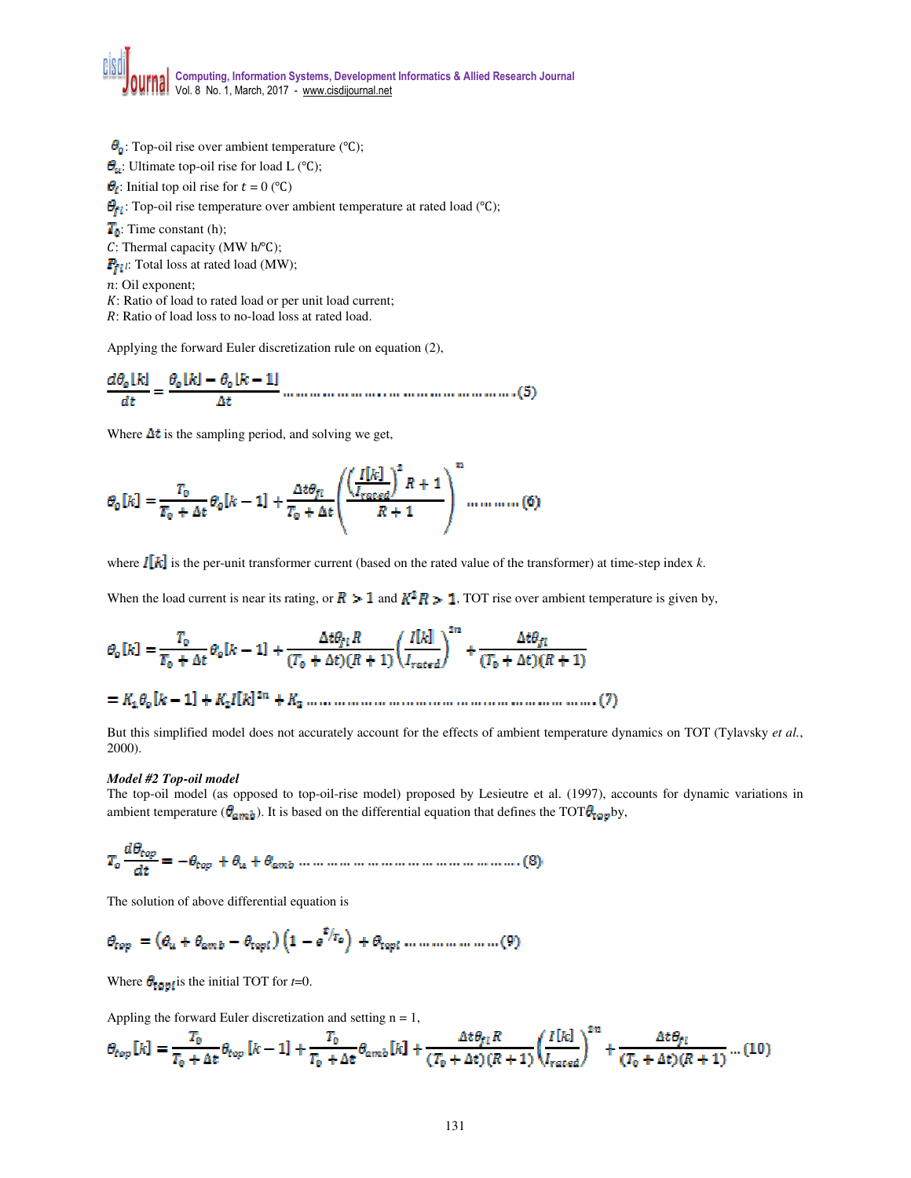$\theta_o$: Top-oil rise over ambient temperature (°C);
$\theta_u$: Ultimate top-oil rise for load L (°C);
$\theta_i$: Initial top oil rise for $t = 0$ (°C)
$\theta_{fl}$: Top-oil rise temperature over ambient temperature at rated load (°C);
$T_0$: Time constant (h);
$C$: Thermal capacity (MW h/°C);
$P_{fl}$: Total loss at rated load (MW);
$n$: Oil exponent;
$K$: Ratio of load to rated load or per unit load current;
$R$: Ratio of load loss to no-load loss at rated load.

Applying the forward Euler discretization rule on equation (2),

$$\frac{d\theta_o[k]}{dt} = \frac{\theta_o[k] - \theta_o[k-1]}{\Delta t} \quad \ldots (5)$$

Where $\Delta t$ is the sampling period, and solving we get,

$$\theta_o[k] = \frac{T_0}{T_0 + \Delta t}\theta_o[k-1] + \frac{\Delta t \theta_{fl}}{T_0 + \Delta t}\left(\frac{\left(\frac{I[k]}{I_{rated}}\right)^2 R + 1}{R + 1}\right)^n \quad \ldots (6)$$

where $I[k]$ is the per-unit transformer current (based on the rated value of the transformer) at time-step index $k$.

When the load current is near its rating, or $R \gg 1$ and $K^2 R \gg 1$, TOT rise over ambient temperature is given by,

$$\theta_o[k] = \frac{T_0}{T_0 + \Delta t}\theta_o[k-1] + \frac{\Delta t \theta_{fl} R}{(T_0 + \Delta t)(R+1)}\left(\frac{I[k]}{I_{rated}}\right)^{2n} + \frac{\Delta t \theta_{fl}}{(T_0 + \Delta t)(R+1)}$$

$$= K_1 \theta_o[k-1] + K_2 I[k]^{2n} + K_3 \quad \ldots (7)$$

But this simplified model does not accurately account for the effects of ambient temperature dynamics on TOT (Tylavsky *et al.*, 2000).

***Model #2 Top-oil model***

The top-oil model (as opposed to top-oil-rise model) proposed by Lesieutre et al. (1997), accounts for dynamic variations in ambient temperature ($\theta_{amb}$). It is based on the differential equation that defines the TOT $\theta_{top}$ by,

$$T_o \frac{d\theta_{top}}{dt} = -\theta_{top} + \theta_u + \theta_{amb} \quad \ldots (8)$$

The solution of above differential equation is

$$\theta_{top} = (\theta_u + \theta_{amb} - \theta_{topi})\left(1 - e^{t/T_o}\right) + \theta_{topi} \quad \ldots (9)$$

Where $\theta_{topi}$ is the initial TOT for $t$=0.

Appling the forward Euler discretization and setting n = 1,

$$\theta_{top}[k] = \frac{T_0}{T_0 + \Delta t}\theta_{top}[k-1] + \frac{T_0}{T_0 + \Delta t}\theta_{amb}[k] + \frac{\Delta t \theta_{fl} R}{(T_0 + \Delta t)(R+1)}\left(\frac{I[k]}{I_{rated}}\right)^{2n} + \frac{\Delta t \theta_{fl}}{(T_0 + \Delta t)(R+1)} \quad \ldots (10)$$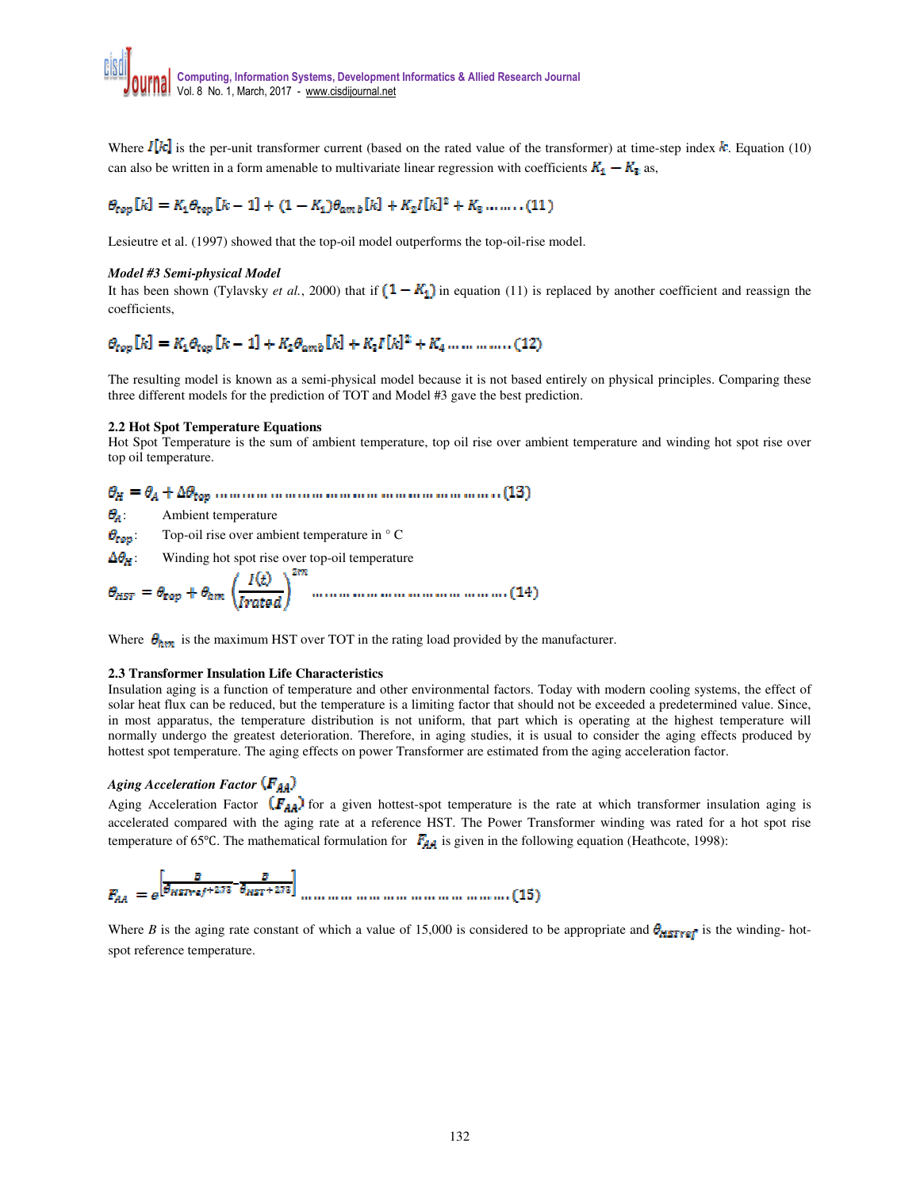Where $I[k]$ is the per-unit transformer current (based on the rated value of the transformer) at time-step index $k$. Equation (10) can also be written in a form amenable to multivariate linear regression with coefficients $K_1 - K_3$ as,

$$\theta_{top}[k] = K_1\theta_{top}[k-1] + (1-K_1)\theta_{amb}[k] + K_2 I[k]^2 + K_3 \ldots\ldots (11)$$

Lesieutre et al. (1997) showed that the top-oil model outperforms the top-oil-rise model.

***Model #3 Semi-physical Model***

It has been shown (Tylavsky *et al.*, 2000) that if $(1-K_1)$ in equation (11) is replaced by another coefficient and reassign the coefficients,

$$\theta_{top}[k] = K_1\theta_{top}[k-1] + K_2\theta_{amb}[k] + K_3 I[k]^2 + K_4 \ldots\ldots\ldots (12)$$

The resulting model is known as a semi-physical model because it is not based entirely on physical principles. Comparing these three different models for the prediction of TOT and Model #3 gave the best prediction.

**2.2 Hot Spot Temperature Equations**

Hot Spot Temperature is the sum of ambient temperature, top oil rise over ambient temperature and winding hot spot rise over top oil temperature.

$$\theta_H = \theta_A + \Delta\theta_{top} \ldots\ldots\ldots\ldots\ldots\ldots\ldots\ldots\ldots\ldots\ldots\ldots\ldots\ldots\ldots\ldots (13)$$

$\theta_A$: Ambient temperature

$\theta_{top}$: Top-oil rise over ambient temperature in ° C

$\Delta\theta_H$: Winding hot spot rise over top-oil temperature

$$\theta_{HST} = \theta_{top} + \theta_{hm}\left(\frac{I(t)}{Irated}\right)^{2m} \ldots\ldots\ldots\ldots\ldots\ldots\ldots\ldots\ldots\ldots (14)$$

Where $\theta_{hm}$ is the maximum HST over TOT in the rating load provided by the manufacturer.

**2.3 Transformer Insulation Life Characteristics**

Insulation aging is a function of temperature and other environmental factors. Today with modern cooling systems, the effect of solar heat flux can be reduced, but the temperature is a limiting factor that should not be exceeded a predetermined value. Since, in most apparatus, the temperature distribution is not uniform, that part which is operating at the highest temperature will normally undergo the greatest deterioration. Therefore, in aging studies, it is usual to consider the aging effects produced by hottest spot temperature. The aging effects on power Transformer are estimated from the aging acceleration factor.

***Aging Acceleration Factor $(F_{AA})$***

Aging Acceleration Factor $(F_{AA})$ for a given hottest-spot temperature is the rate at which transformer insulation aging is accelerated compared with the aging rate at a reference HST. The Power Transformer winding was rated for a hot spot rise temperature of 65°C. The mathematical formulation for $F_{AA}$ is given in the following equation (Heathcote, 1998):

$$F_{AA} = e^{\left[\frac{B}{\theta_{HSTref}+273} - \frac{B}{\theta_{HST}+273}\right]} \ldots\ldots\ldots\ldots\ldots\ldots\ldots\ldots\ldots\ldots (15)$$

Where $B$ is the aging rate constant of which a value of 15,000 is considered to be appropriate and $\theta_{HSTref}$ is the winding- hot-spot reference temperature.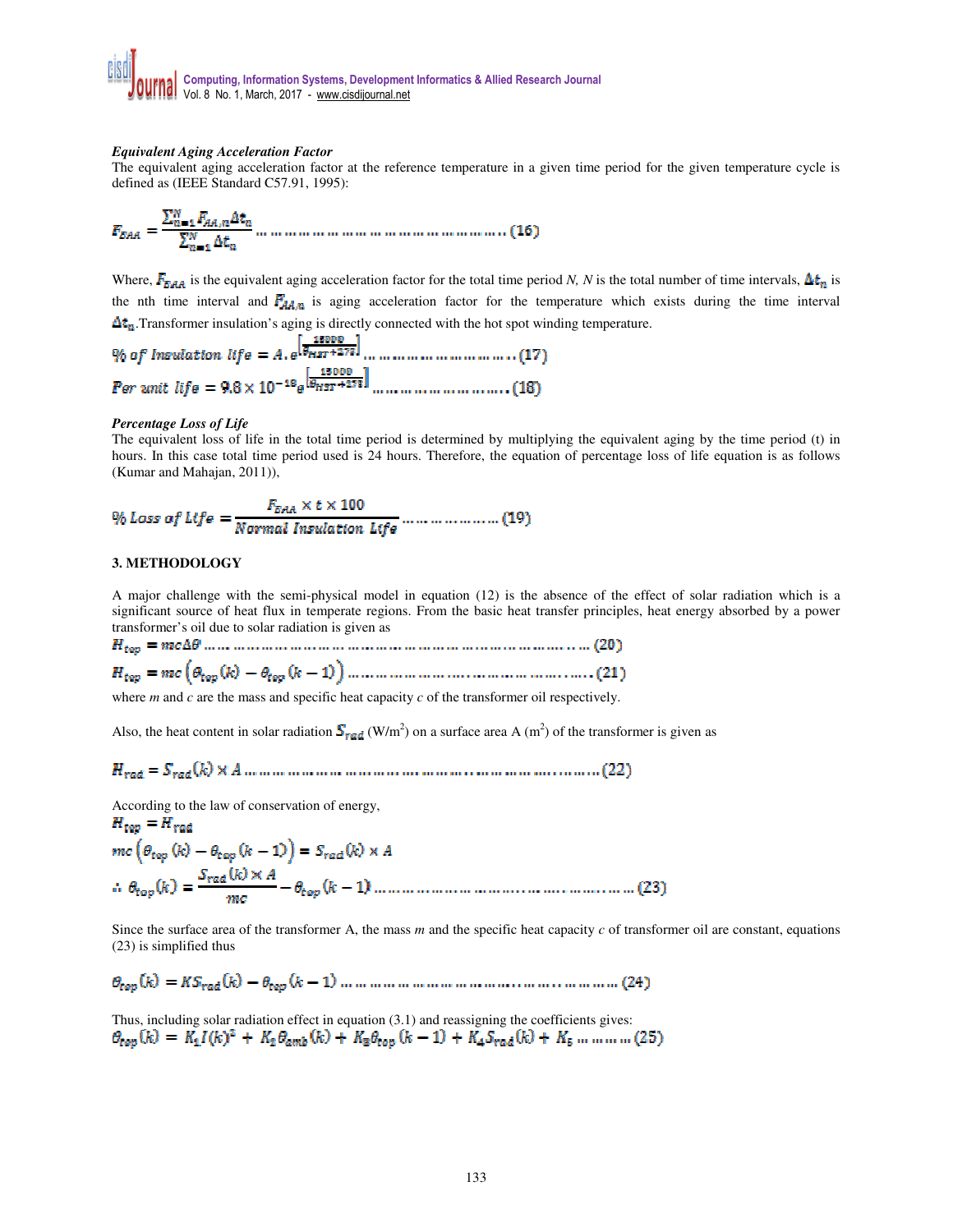***Equivalent Aging Acceleration Factor***

The equivalent aging acceleration factor at the reference temperature in a given time period for the given temperature cycle is defined as (IEEE Standard C57.91, 1995):

$$F_{EAA} = \frac{\sum_{n=1}^{N} F_{AA,n} \Delta t_n}{\sum_{n=1}^{N} \Delta t_n} \quad \ldots\ldots\ldots\ldots\ldots\ldots\ldots\ldots\ldots\ldots (16)$$

Where, $F_{EAA}$ is the equivalent aging acceleration factor for the total time period $N$, $N$ is the total number of time intervals, $\Delta t_n$ is the nth time interval and $F_{AA,n}$ is aging acceleration factor for the temperature which exists during the time interval $\Delta t_n$. Transformer insulation's aging is directly connected with the hot spot winding temperature.

$$\%\ of\ Insulation\ life = A.e^{\left[\frac{15000}{\theta_{HST}+273}\right]} \quad \ldots\ldots\ldots\ldots\ldots\ldots (17)$$

$$Per\ unit\ life = 9.8 \times 10^{-18} e^{\left[\frac{15000}{\theta_{HST}+273}\right]} \quad \ldots\ldots\ldots\ldots\ldots\ldots (18)$$

***Percentage Loss of Life***

The equivalent loss of life in the total time period is determined by multiplying the equivalent aging by the time period (t) in hours. In this case total time period used is 24 hours. Therefore, the equation of percentage loss of life equation is as follows (Kumar and Mahajan, 2011)),

$$\%\ Loss\ of\ Life = \frac{F_{EAA} \times t \times 100}{Normal\ Insulation\ Life} \quad \ldots\ldots\ldots\ldots\ldots (19)$$

## 3. METHODOLOGY

A major challenge with the semi-physical model in equation (12) is the absence of the effect of solar radiation which is a significant source of heat flux in temperate regions. From the basic heat transfer principles, heat energy absorbed by a power transformer's oil due to solar radiation is given as

$$H_{top} = mc\Delta\theta \quad \ldots\ldots\ldots\ldots\ldots\ldots\ldots\ldots\ldots\ldots\ldots\ldots\ldots\ldots (20)$$

$$H_{top} = mc\left(\theta_{top}(k) - \theta_{top}(k-1)\right) \quad \ldots\ldots\ldots\ldots\ldots\ldots\ldots\ldots (21)$$

where $m$ and $c$ are the mass and specific heat capacity $c$ of the transformer oil respectively.

Also, the heat content in solar radiation $S_{rad}$ (W/m$^2$) on a surface area A (m$^2$) of the transformer is given as

$$H_{rad} = S_{rad}(k) \times A \quad \ldots\ldots\ldots\ldots\ldots\ldots\ldots\ldots\ldots\ldots\ldots\ldots\ldots (22)$$

According to the law of conservation of energy,

$$H_{top} = H_{rad}$$

$$mc\left(\theta_{top}(k) - \theta_{top}(k-1)\right) = S_{rad}(k) \times A$$

$$\therefore\ \theta_{top}(k) = \frac{S_{rad}(k) \times A}{mc} - \theta_{top}(k-1) \quad \ldots\ldots\ldots\ldots\ldots\ldots\ldots\ldots\ldots\ldots (23)$$

Since the surface area of the transformer A, the mass $m$ and the specific heat capacity $c$ of transformer oil are constant, equations (23) is simplified thus

$$\theta_{top}(k) = KS_{rad}(k) - \theta_{top}(k-1) \quad \ldots\ldots\ldots\ldots\ldots\ldots\ldots\ldots\ldots\ldots\ldots (24)$$

Thus, including solar radiation effect in equation (3.1) and reassigning the coefficients gives:

$$\theta_{top}(k) = K_1 I(k)^2 + K_2\theta_{amb}(k) + K_3\theta_{top}(k-1) + K_4 S_{rad}(k) + K_5 \quad \ldots\ldots\ldots (25)$$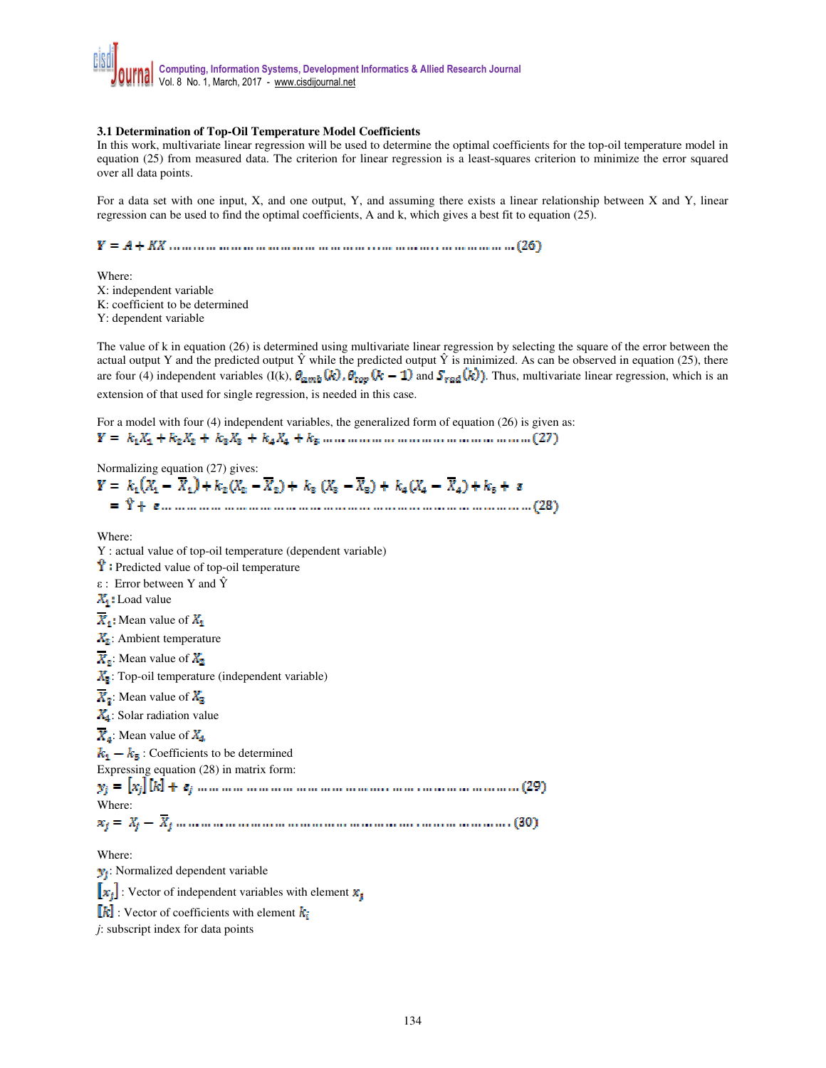### 3.1 Determination of Top-Oil Temperature Model Coefficients

In this work, multivariate linear regression will be used to determine the optimal coefficients for the top-oil temperature model in equation (25) from measured data. The criterion for linear regression is a least-squares criterion to minimize the error squared over all data points.

For a data set with one input, X, and one output, Y, and assuming there exists a linear relationship between X and Y, linear regression can be used to find the optimal coefficients, A and k, which gives a best fit to equation (25).

$$Y = A + KX \quad \text{(26)}$$

Where:
X: independent variable
K: coefficient to be determined
Y: dependent variable

The value of k in equation (26) is determined using multivariate linear regression by selecting the square of the error between the actual output Y and the predicted output Ŷ while the predicted output Ŷ is minimized. As can be observed in equation (25), there are four (4) independent variables (I(k), $\theta_{amb}(k)$, $\theta_{top}(k-1)$ and $S_{rad}(k)$). Thus, multivariate linear regression, which is an extension of that used for single regression, is needed in this case.

For a model with four (4) independent variables, the generalized form of equation (26) is given as:

$$Y = k_1X_1 + k_2X_2 + k_3X_3 + k_4X_4 + k_5 \quad \text{(27)}$$

Normalizing equation (27) gives:

$$Y = k_1(X_1 - \overline{X}_1) + k_2(X_2 - \overline{X}_2) + k_3(X_3 - \overline{X}_3) + k_4(X_4 - \overline{X}_4) + k_5 + \varepsilon$$
$$= \hat{Y} + \varepsilon \quad \text{(28)}$$

Where:
Y : actual value of top-oil temperature (dependent variable)
$\hat{Y}$ : Predicted value of top-oil temperature
ε : Error between Y and Ŷ
$X_1$: Load value
$\overline{X}_1$: Mean value of $X_1$
$X_2$: Ambient temperature
$\overline{X}_2$: Mean value of $X_2$
$X_3$: Top-oil temperature (independent variable)
$\overline{X}_3$: Mean value of $X_3$
$X_4$: Solar radiation value
$\overline{X}_4$: Mean value of $X_4$
$k_1 - k_5$ : Coefficients to be determined

Expressing equation (28) in matrix form:

$$y_j = [x_j][k] + \varepsilon_j \quad \text{(29)}$$

Where:

$$x_j = X_j - \overline{X}_j \quad \text{(30)}$$

Where:
$y_j$: Normalized dependent variable
$[x_j]$ : Vector of independent variables with element $x_j$
$[k]$ : Vector of coefficients with element $k_i$
*j*: subscript index for data points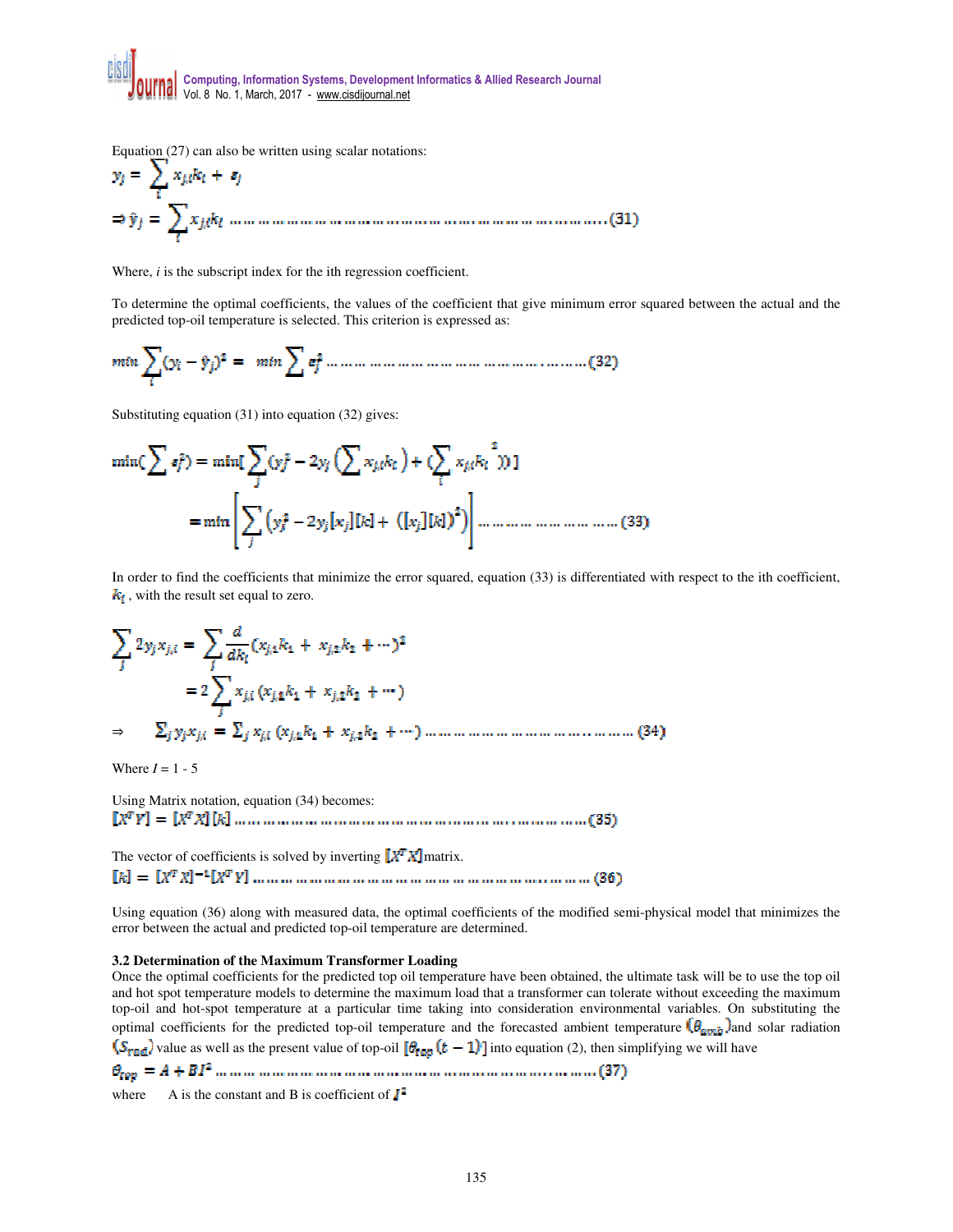Equation (27) can also be written using scalar notations:

$$y_j = \sum_i x_{j,i} k_i + \varepsilon_j$$

$$\Rightarrow \hat{y}_j = \sum_i x_{j,i} k_i \quad \ldots\ldots(31)$$

Where, *i* is the subscript index for the ith regression coefficient.

To determine the optimal coefficients, the values of the coefficient that give minimum error squared between the actual and the predicted top-oil temperature is selected. This criterion is expressed as:

$$min \sum_j (y_j - \hat{y}_j)^2 = \; min \sum \varepsilon_j^2 \quad \ldots\ldots(32)$$

Substituting equation (31) into equation (32) gives:

$$\min(\sum \varepsilon_j^2) = \min[\sum_j (y_j^2 - 2y_j (\sum_i x_{j,i} k_i) + (\sum_i x_{j,i} k_i)^2)]$$

$$= \min\left[\sum_j \left(y_j^2 - 2y_j [x_j][k] + ([x_j][k])^2\right)\right] \quad \ldots\ldots(33)$$

In order to find the coefficients that minimize the error squared, equation (33) is differentiated with respect to the ith coefficient, $k_i$, with the result set equal to zero.

$$\sum_j 2y_j x_{j,i} = \sum_j \frac{d}{dk_i}(x_{j,1}k_1 + x_{j,2}k_2 + \cdots)^2$$

$$= 2\sum_j x_{j,i}(x_{j,1}k_1 + x_{j,2}k_2 + \cdots)$$

$$\Rightarrow \quad \Sigma_j y_j x_{j,i} = \Sigma_j x_{j,i}(x_{j,1}k_1 + x_{j,2}k_2 + \cdots) \quad \ldots\ldots(34)$$

Where $I$ = 1 - 5

Using Matrix notation, equation (34) becomes:

$$[X^T Y] = [X^T X][k] \quad \ldots\ldots(35)$$

The vector of coefficients is solved by inverting $[X^T X]$ matrix.

$$[k] = [X^T X]^{-1}[X^T Y] \quad \ldots\ldots(36)$$

Using equation (36) along with measured data, the optimal coefficients of the modified semi-physical model that minimizes the error between the actual and predicted top-oil temperature are determined.

### 3.2 Determination of the Maximum Transformer Loading

Once the optimal coefficients for the predicted top oil temperature have been obtained, the ultimate task will be to use the top oil and hot spot temperature models to determine the maximum load that a transformer can tolerate without exceeding the maximum top-oil and hot-spot temperature at a particular time taking into consideration environmental variables. On substituting the optimal coefficients for the predicted top-oil temperature and the forecasted ambient temperature ($\theta_{amb}$) and solar radiation ($S_{rad}$) value as well as the present value of top-oil [$\theta_{top}(t-1)$] into equation (2), then simplifying we will have

$$\theta_{top} = A + BI^2 \quad \ldots\ldots(37)$$

where A is the constant and B is coefficient of $I^2$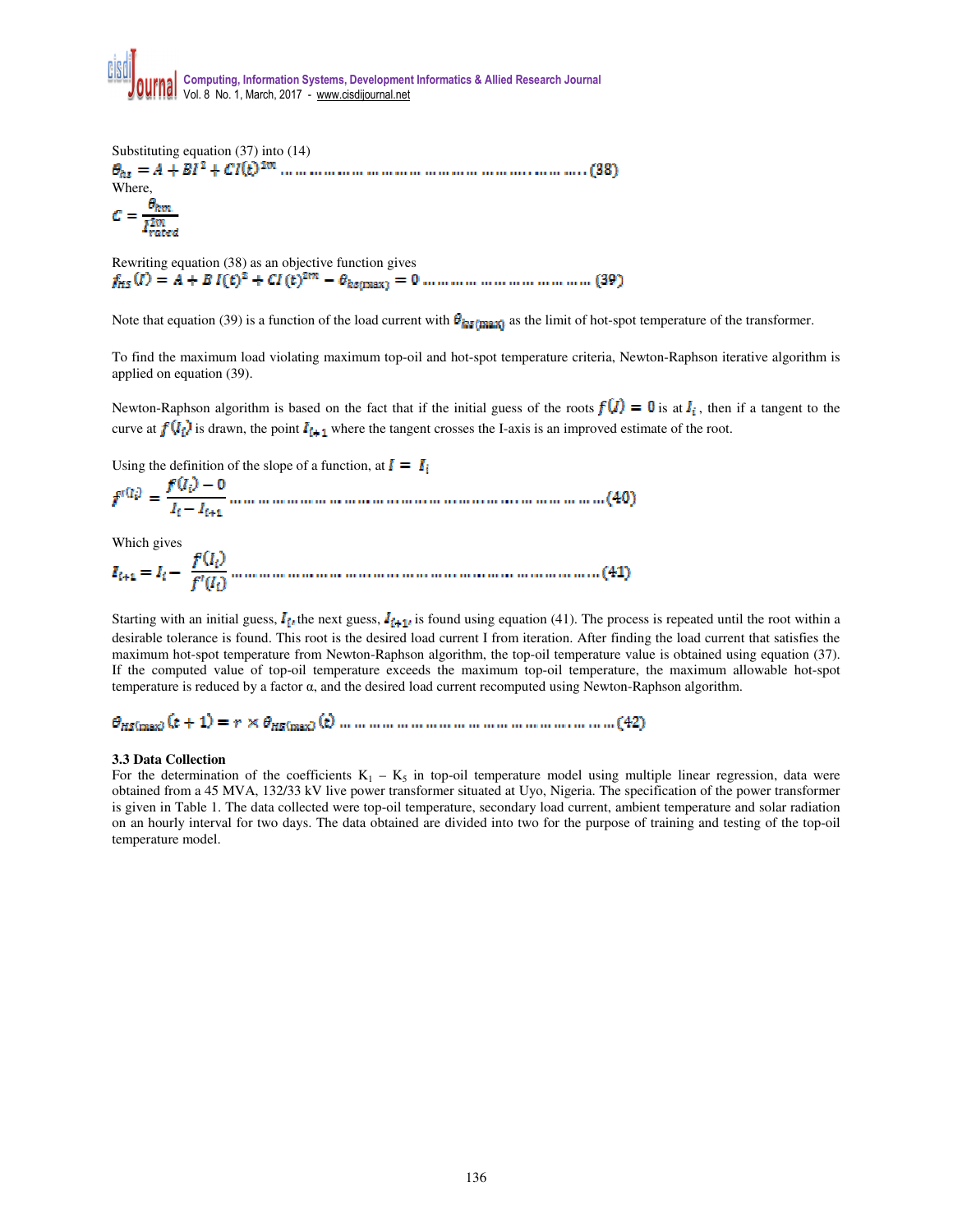Substituting equation (37) into (14)

$$\theta_{hs} = A + BI^2 + CI(t)^{2m} \quad \ldots (38)$$

Where,

$$C = \frac{\theta_{hm}}{I_{rated}^{2m}}$$

Rewriting equation (38) as an objective function gives

$$f_{HS}(I) = A + B\,I(t)^2 + CI\,(t)^{2m} - \theta_{hs(max)} = 0 \quad \ldots (39)$$

Note that equation (39) is a function of the load current with $\theta_{hs(max)}$ as the limit of hot-spot temperature of the transformer.

To find the maximum load violating maximum top-oil and hot-spot temperature criteria, Newton-Raphson iterative algorithm is applied on equation (39).

Newton-Raphson algorithm is based on the fact that if the initial guess of the roots $f(I) = 0$ is at $I_i$, then if a tangent to the curve at $f(I_i)$ is drawn, the point $I_{i+1}$ where the tangent crosses the I-axis is an improved estimate of the root.

Using the definition of the slope of a function, at $I = I_i$

$$f'(I_i) = \frac{f(I_i) - 0}{I_i - I_{i+1}} \quad \ldots (40)$$

Which gives

$$I_{i+1} = I_i - \frac{f(I_i)}{f'(I_i)} \quad \ldots (41)$$

Starting with an initial guess, $I_i$, the next guess, $I_{i+1}$, is found using equation (41). The process is repeated until the root within a desirable tolerance is found. This root is the desired load current I from iteration. After finding the load current that satisfies the maximum hot-spot temperature from Newton-Raphson algorithm, the top-oil temperature value is obtained using equation (37). If the computed value of top-oil temperature exceeds the maximum top-oil temperature, the maximum allowable hot-spot temperature is reduced by a factor α, and the desired load current recomputed using Newton-Raphson algorithm.

$$\theta_{HS(max)}(t+1) = r \times \theta_{HS(max)}(t) \quad \ldots (42)$$

### 3.3 Data Collection

For the determination of the coefficients $K_1 - K_5$ in top-oil temperature model using multiple linear regression, data were obtained from a 45 MVA, 132/33 kV live power transformer situated at Uyo, Nigeria. The specification of the power transformer is given in Table 1. The data collected were top-oil temperature, secondary load current, ambient temperature and solar radiation on an hourly interval for two days. The data obtained are divided into two for the purpose of training and testing of the top-oil temperature model.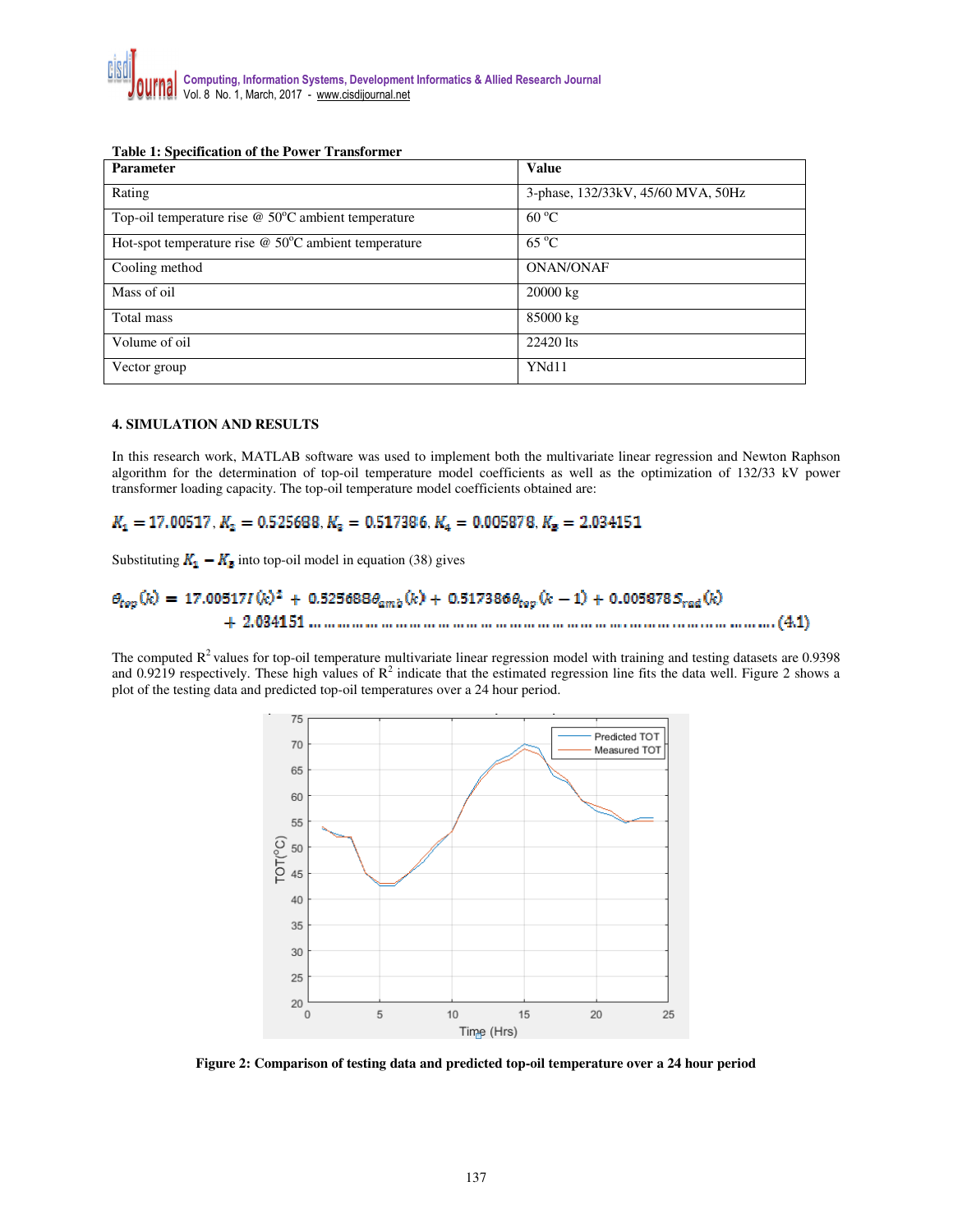**Table 1: Specification of the Power Transformer**

| Parameter | Value |
|---|---|
| Rating | 3-phase, 132/33kV, 45/60 MVA, 50Hz |
| Top-oil temperature rise @ 50°C ambient temperature | 60 °C |
| Hot-spot temperature rise @ 50°C ambient temperature | 65 °C |
| Cooling method | ONAN/ONAF |
| Mass of oil | 20000 kg |
| Total mass | 85000 kg |
| Volume of oil | 22420 lts |
| Vector group | YNd11 |

## 4. SIMULATION AND RESULTS

In this research work, MATLAB software was used to implement both the multivariate linear regression and Newton Raphson algorithm for the determination of top-oil temperature model coefficients as well as the optimization of 132/33 kV power transformer loading capacity. The top-oil temperature model coefficients obtained are:

$$K_1 = 17.00517,\ K_2 = 0.525688,\ K_3 = 0.517386,\ K_4 = 0.005878,\ K_5 = 2.034151$$

Substituting $K_1 - K_5$ into top-oil model in equation (38) gives

$$\theta_{top}(k) = 17.005171(k)^2 + 0.525688\theta_{amb}(k) + 0.517386\theta_{top}(k-1) + 0.005878S_{rad}(k) + 2.034151 \quad \ldots\ldots (4.1)$$

The computed $R^2$ values for top-oil temperature multivariate linear regression model with training and testing datasets are 0.9398 and 0.9219 respectively. These high values of $R^2$ indicate that the estimated regression line fits the data well. Figure 2 shows a plot of the testing data and predicted top-oil temperatures over a 24 hour period.

**Figure 2: Comparison of testing data and predicted top-oil temperature over a 24 hour period**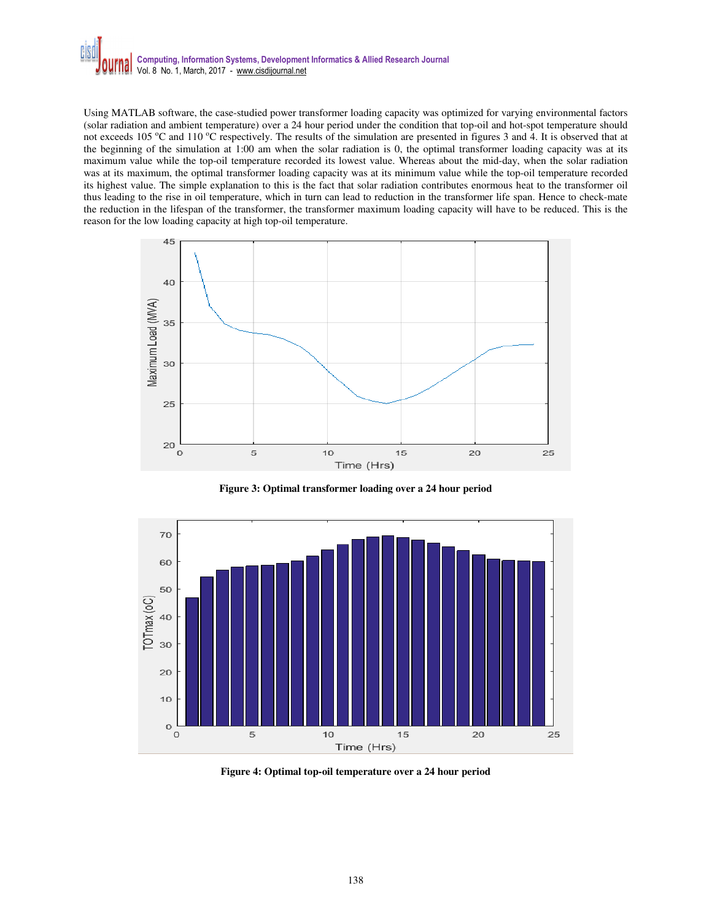Using MATLAB software, the case-studied power transformer loading capacity was optimized for varying environmental factors (solar radiation and ambient temperature) over a 24 hour period under the condition that top-oil and hot-spot temperature should not exceeds 105 $^{o}$C and 110 $^{o}$C respectively. The results of the simulation are presented in figures 3 and 4. It is observed that at the beginning of the simulation at 1:00 am when the solar radiation is 0, the optimal transformer loading capacity was at its maximum value while the top-oil temperature recorded its lowest value. Whereas about the mid-day, when the solar radiation was at its maximum, the optimal transformer loading capacity was at its minimum value while the top-oil temperature recorded its highest value. The simple explanation to this is the fact that solar radiation contributes enormous heat to the transformer oil thus leading to the rise in oil temperature, which in turn can lead to reduction in the transformer life span. Hence to check-mate the reduction in the lifespan of the transformer, the transformer maximum loading capacity will have to be reduced. This is the reason for the low loading capacity at high top-oil temperature.

**Figure 3: Optimal transformer loading over a 24 hour period**

**Figure 4: Optimal top-oil temperature over a 24 hour period**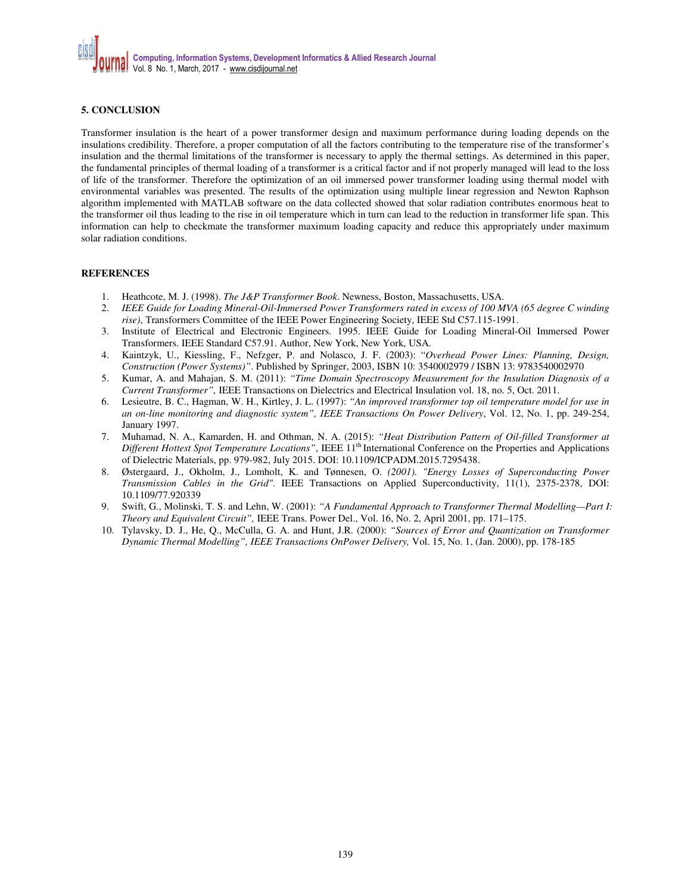## 5. CONCLUSION

Transformer insulation is the heart of a power transformer design and maximum performance during loading depends on the insulations credibility. Therefore, a proper computation of all the factors contributing to the temperature rise of the transformer's insulation and the thermal limitations of the transformer is necessary to apply the thermal settings. As determined in this paper, the fundamental principles of thermal loading of a transformer is a critical factor and if not properly managed will lead to the loss of life of the transformer. Therefore the optimization of an oil immersed power transformer loading using thermal model with environmental variables was presented. The results of the optimization using multiple linear regression and Newton Raphson algorithm implemented with MATLAB software on the data collected showed that solar radiation contributes enormous heat to the transformer oil thus leading to the rise in oil temperature which in turn can lead to the reduction in transformer life span. This information can help to checkmate the transformer maximum loading capacity and reduce this appropriately under maximum solar radiation conditions.

## REFERENCES

1. Heathcote, M. J. (1998). *The J&P Transformer Book*. Newness, Boston, Massachusetts, USA.
2. *IEEE Guide for Loading Mineral-Oil-Immersed Power Transformers rated in excess of 100 MVA (65 degree C winding rise)*, Transformers Committee of the IEEE Power Engineering Society, IEEE Std C57.115-1991.
3. Institute of Electrical and Electronic Engineers. 1995. IEEE Guide for Loading Mineral-Oil Immersed Power Transformers. IEEE Standard C57.91. Author, New York, New York, USA.
4. Kaintzyk, U., Kiessling, F., Nefzger, P. and Nolasco, J. F. (2003): "*Overhead Power Lines: Planning, Design, Construction (Power Systems)"*. Published by Springer, 2003, ISBN 10: 3540002979 / ISBN 13: 9783540002970
5. Kumar, A. and Mahajan, S. M. (2011): *"Time Domain Spectroscopy Measurement for the Insulation Diagnosis of a Current Transformer",* IEEE Transactions on Dielectrics and Electrical Insulation vol. 18, no. 5, Oct. 2011.
6. Lesieutre, B. C., Hagman, W. H., Kirtley, J. L. (1997): *"An improved transformer top oil temperature model for use in an on-line monitoring and diagnostic system", IEEE Transactions On Power Delivery*, Vol. 12, No. 1, pp. 249-254, January 1997.
7. Muhamad, N. A., Kamarden, H. and Othman, N. A. (2015): *"Heat Distribution Pattern of Oil-filled Transformer at Different Hottest Spot Temperature Locations"*, IEEE 11th International Conference on the Properties and Applications of Dielectric Materials, pp. 979-982, July 2015. DOI: 10.1109/ICPADM.2015.7295438.
8. Østergaard, J., Okholm, J., Lomholt, K. and Tønnesen, O. *(2001). "Energy Losses of Superconducting Power Transmission Cables in the Grid"*. IEEE Transactions on Applied Superconductivity, 11(1), 2375-2378, DOI: 10.1109/77.920339
9. Swift, G., Molinski, T. S. and Lehn, W. (2001): *"A Fundamental Approach to Transformer Thermal Modelling—Part I: Theory and Equivalent Circuit",* IEEE Trans. Power Del., Vol. 16, No. 2, April 2001, pp. 171–175.
10. Tylavsky, D. J., He, Q., McCulla, G. A. and Hunt, J.R. (2000): *"Sources of Error and Quantization on Transformer Dynamic Thermal Modelling", IEEE Transactions OnPower Delivery,* Vol. 15, No. 1, (Jan. 2000), pp. 178-185